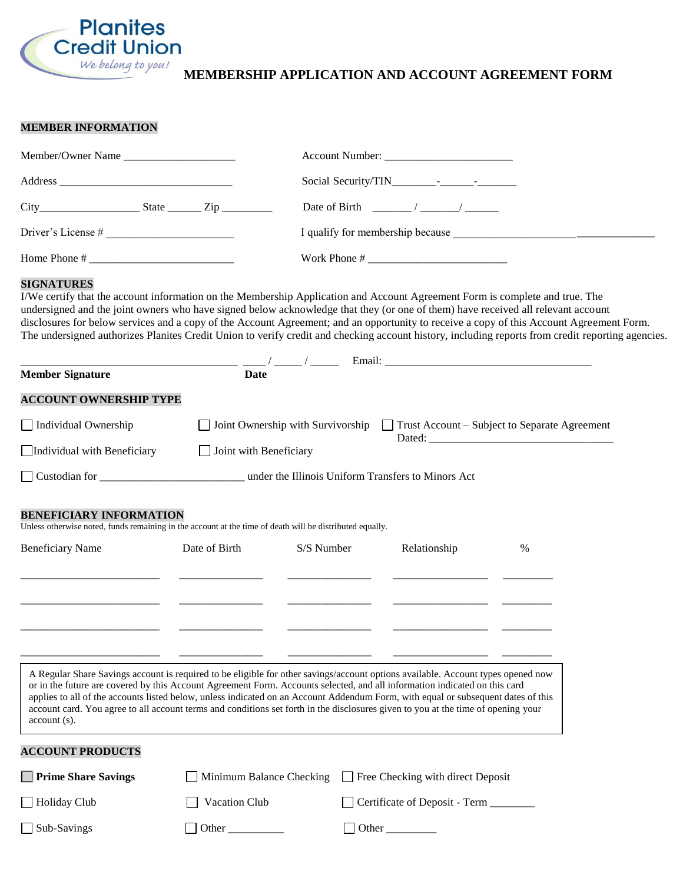Planites Credit Union

*We belong to you!*

# MEMBERSHIP APPLICATION AND ACCOUNT AGREEMENT FORM

## MEMBER INFORMATION

Member/Owner Name ___________________

Account Number: ______________________

Address ______________________________

Social Security/TIN________-______-_______

City_________________ State ______ Zip _________

Date of Birth _______ / _______/ ______

Driver's License # ______________________

I qualify for membership because ____________________________________

Home Phone # __________________________

Work Phone # _________________________

## SIGNATURES

I/We certify that the account information on the Membership Application and Account Agreement Form is complete and true. The undersigned and the joint owners who have signed below acknowledge that they (or one of them) have received all relevant account disclosures for below services and a copy of the Account Agreement; and an opportunity to receive a copy of this Account Agreement Form. The undersigned authorizes Planites Credit Union to verify credit and checking account history, including reports from credit reporting agencies.

_______________________________________ ____ / _____ / _____ Email: _____________________________________

**Member Signature** **Date**

## ACCOUNT OWNERSHIP TYPE

☐ Individual Ownership ☐ Joint Ownership with Survivorship ☐ Trust Account – Subject to Separate Agreement Dated: _________________________________

☐ Individual with Beneficiary ☐ Joint with Beneficiary

☐ Custodian for __________________________ under the Illinois Uniform Transfers to Minors Act

## BENEFICIARY INFORMATION

Unless otherwise noted, funds remaining in the account at the time of death will be distributed equally.

| Beneficiary Name | Date of Birth | S/S Number | Relationship | % |
|---|---|---|---|---|
| | | | | |
| | | | | |
| | | | | |
| | | | | |

A Regular Share Savings account is required to be eligible for other savings/account options available. Account types opened now or in the future are covered by this Account Agreement Form. Accounts selected, and all information indicated on this card applies to all of the accounts listed below, unless indicated on an Account Addendum Form, with equal or subsequent dates of this account card. You agree to all account terms and conditions set forth in the disclosures given to you at the time of opening your account (s).

## ACCOUNT PRODUCTS

☐ **Prime Share Savings** ☐ Minimum Balance Checking ☐ Free Checking with direct Deposit

☐ Holiday Club ☐ Vacation Club ☐ Certificate of Deposit - Term ________

☐ Sub-Savings ☐ Other __________ ☐ Other _________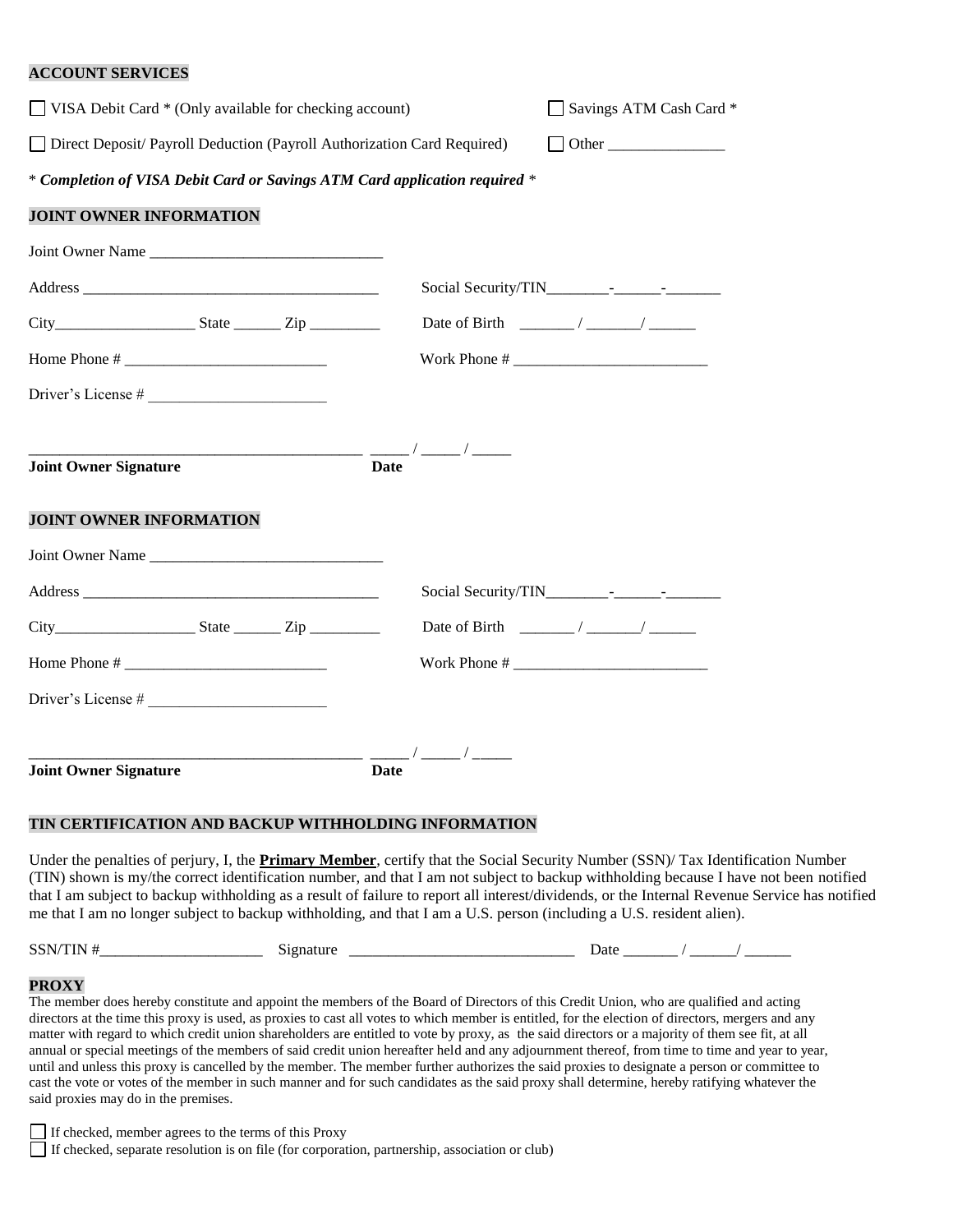## ACCOUNT SERVICES

☐ VISA Debit Card * (Only available for checking account) ☐ Savings ATM Cash Card *

☐ Direct Deposit/ Payroll Deduction (Payroll Authorization Card Required) ☐ Other _______________

* ***Completion of VISA Debit Card or Savings ATM Card application required*** *

## JOINT OWNER INFORMATION

Joint Owner Name ______________________________

Address ______________________________________ Social Security/TIN________-______-_______

City__________________ State ______ Zip _________ Date of Birth _______ / _______/ ______

Home Phone # __________________________ Work Phone # _________________________

Driver's License # _______________________

___________________________________________ _____ / _____ / _____

**Joint Owner Signature** **Date**

## JOINT OWNER INFORMATION

Joint Owner Name ______________________________

Address ______________________________________ Social Security/TIN________-______-_______

City__________________ State ______ Zip _________ Date of Birth _______ / _______/ ______

Home Phone # __________________________ Work Phone # _________________________

Driver's License # _______________________

___________________________________________ _____ / _____ / _____

**Joint Owner Signature** **Date**

## TIN CERTIFICATION AND BACKUP WITHHOLDING INFORMATION

Under the penalties of perjury, I, the **Primary Member**, certify that the Social Security Number (SSN)/ Tax Identification Number (TIN) shown is my/the correct identification number, and that I am not subject to backup withholding because I have not been notified that I am subject to backup withholding as a result of failure to report all interest/dividends, or the Internal Revenue Service has notified me that I am no longer subject to backup withholding, and that I am a U.S. person (including a U.S. resident alien).

SSN/TIN #_____________________ Signature _____________________________ Date _______ / ______/ ______

## PROXY

The member does hereby constitute and appoint the members of the Board of Directors of this Credit Union, who are qualified and acting directors at the time this proxy is used, as proxies to cast all votes to which member is entitled, for the election of directors, mergers and any matter with regard to which credit union shareholders are entitled to vote by proxy, as the said directors or a majority of them see fit, at all annual or special meetings of the members of said credit union hereafter held and any adjournment thereof, from time to time and year to year, until and unless this proxy is cancelled by the member. The member further authorizes the said proxies to designate a person or committee to cast the vote or votes of the member in such manner and for such candidates as the said proxy shall determine, hereby ratifying whatever the said proxies may do in the premises.

☐ If checked, member agrees to the terms of this Proxy

☐ If checked, separate resolution is on file (for corporation, partnership, association or club)